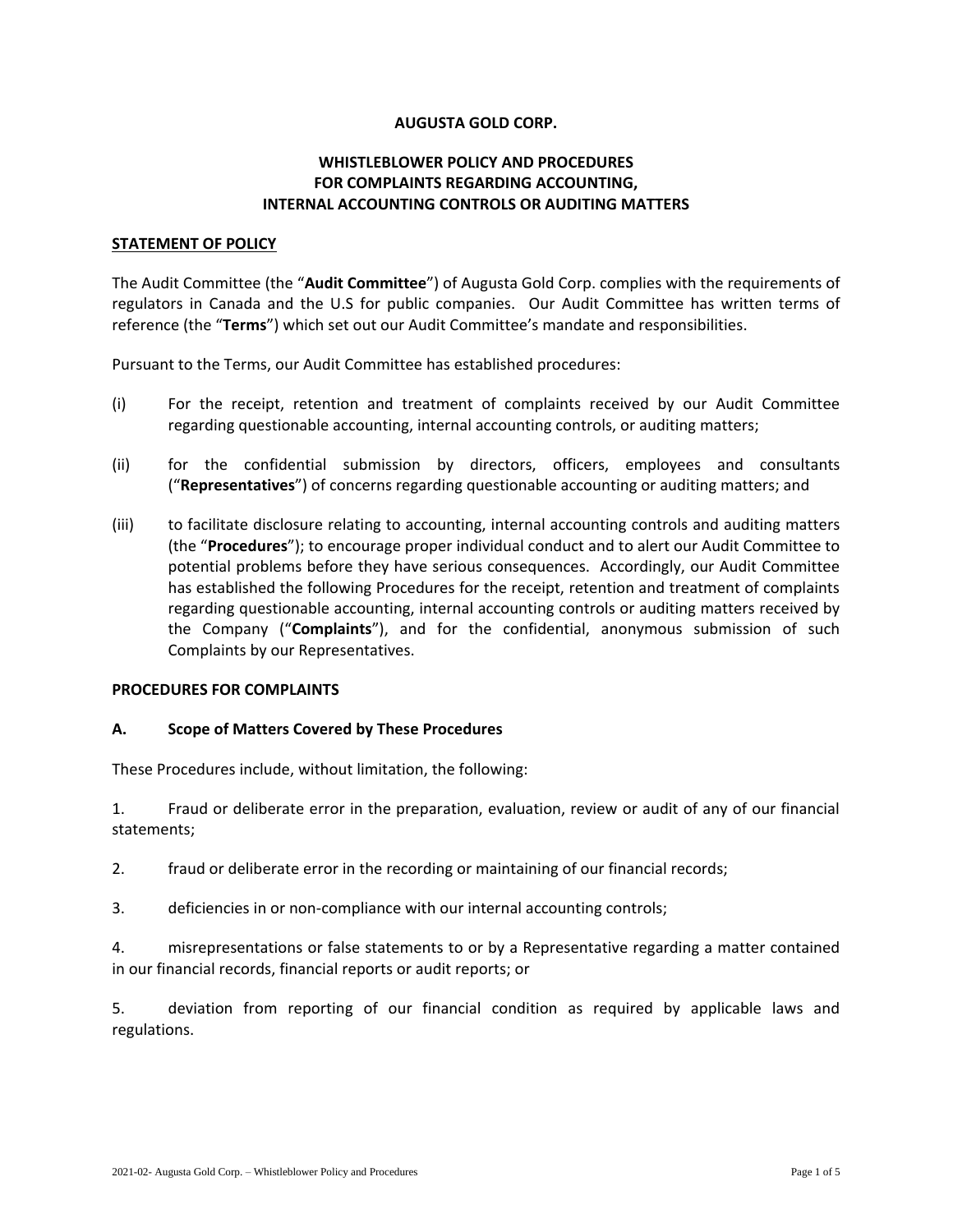# AUGUSTA GOLD CORP.

## WHISTLEBLOWER POLICY AND PROCEDURES FOR COMPLAINTS REGARDING ACCOUNTING, INTERNAL ACCOUNTING CONTROLS OR AUDITING MATTERS

### STATEMENT OF POLICY

The Audit Committee (the "**Audit Committee**") of Augusta Gold Corp. complies with the requirements of regulators in Canada and the U.S for public companies. Our Audit Committee has written terms of reference (the "**Terms**") which set out our Audit Committee's mandate and responsibilities.

Pursuant to the Terms, our Audit Committee has established procedures:

(i) For the receipt, retention and treatment of complaints received by our Audit Committee regarding questionable accounting, internal accounting controls, or auditing matters;

(ii) for the confidential submission by directors, officers, employees and consultants ("**Representatives**") of concerns regarding questionable accounting or auditing matters; and

(iii) to facilitate disclosure relating to accounting, internal accounting controls and auditing matters (the "**Procedures**"); to encourage proper individual conduct and to alert our Audit Committee to potential problems before they have serious consequences. Accordingly, our Audit Committee has established the following Procedures for the receipt, retention and treatment of complaints regarding questionable accounting, internal accounting controls or auditing matters received by the Company ("**Complaints**"), and for the confidential, anonymous submission of such Complaints by our Representatives.

### PROCEDURES FOR COMPLAINTS

#### A. Scope of Matters Covered by These Procedures

These Procedures include, without limitation, the following:

1. Fraud or deliberate error in the preparation, evaluation, review or audit of any of our financial statements;

2. fraud or deliberate error in the recording or maintaining of our financial records;

3. deficiencies in or non-compliance with our internal accounting controls;

4. misrepresentations or false statements to or by a Representative regarding a matter contained in our financial records, financial reports or audit reports; or

5. deviation from reporting of our financial condition as required by applicable laws and regulations.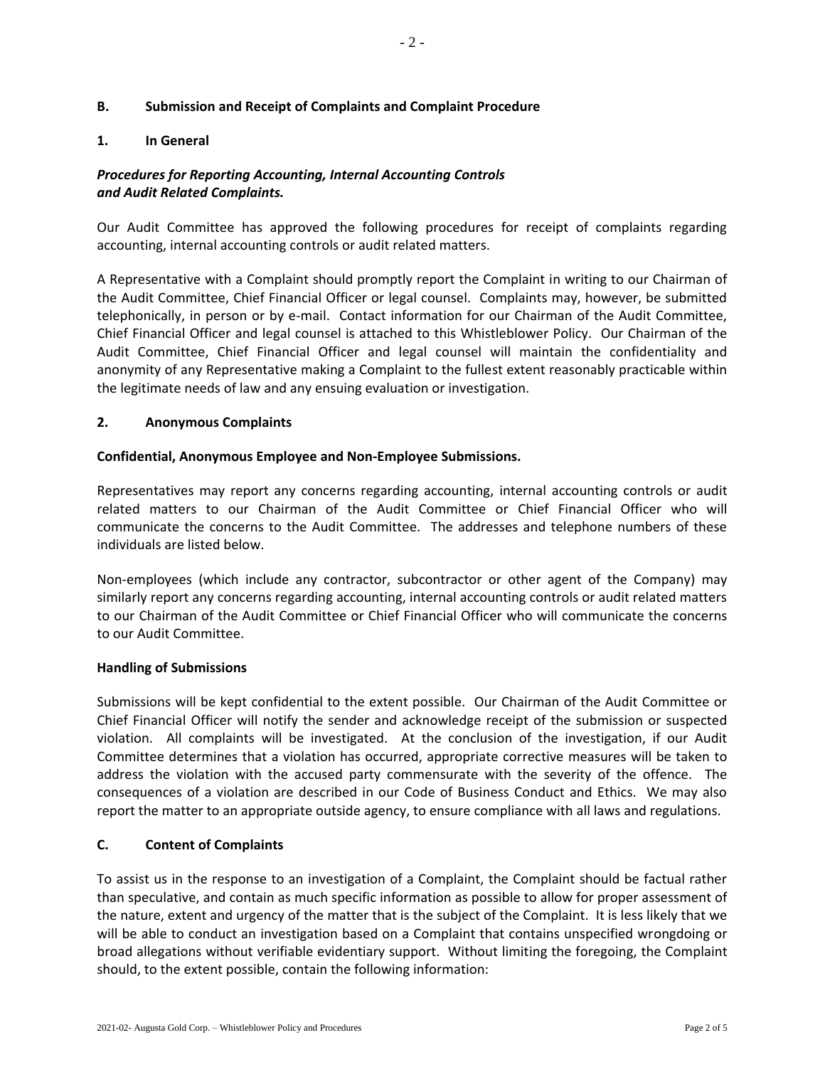## B. Submission and Receipt of Complaints and Complaint Procedure

### 1. In General

***Procedures for Reporting Accounting, Internal Accounting Controls and Audit Related Complaints.***

Our Audit Committee has approved the following procedures for receipt of complaints regarding accounting, internal accounting controls or audit related matters.

A Representative with a Complaint should promptly report the Complaint in writing to our Chairman of the Audit Committee, Chief Financial Officer or legal counsel. Complaints may, however, be submitted telephonically, in person or by e-mail. Contact information for our Chairman of the Audit Committee, Chief Financial Officer and legal counsel is attached to this Whistleblower Policy. Our Chairman of the Audit Committee, Chief Financial Officer and legal counsel will maintain the confidentiality and anonymity of any Representative making a Complaint to the fullest extent reasonably practicable within the legitimate needs of law and any ensuing evaluation or investigation.

### 2. Anonymous Complaints

**Confidential, Anonymous Employee and Non-Employee Submissions.**

Representatives may report any concerns regarding accounting, internal accounting controls or audit related matters to our Chairman of the Audit Committee or Chief Financial Officer who will communicate the concerns to the Audit Committee. The addresses and telephone numbers of these individuals are listed below.

Non-employees (which include any contractor, subcontractor or other agent of the Company) may similarly report any concerns regarding accounting, internal accounting controls or audit related matters to our Chairman of the Audit Committee or Chief Financial Officer who will communicate the concerns to our Audit Committee.

**Handling of Submissions**

Submissions will be kept confidential to the extent possible. Our Chairman of the Audit Committee or Chief Financial Officer will notify the sender and acknowledge receipt of the submission or suspected violation. All complaints will be investigated. At the conclusion of the investigation, if our Audit Committee determines that a violation has occurred, appropriate corrective measures will be taken to address the violation with the accused party commensurate with the severity of the offence. The consequences of a violation are described in our Code of Business Conduct and Ethics. We may also report the matter to an appropriate outside agency, to ensure compliance with all laws and regulations.

## C. Content of Complaints

To assist us in the response to an investigation of a Complaint, the Complaint should be factual rather than speculative, and contain as much specific information as possible to allow for proper assessment of the nature, extent and urgency of the matter that is the subject of the Complaint. It is less likely that we will be able to conduct an investigation based on a Complaint that contains unspecified wrongdoing or broad allegations without verifiable evidentiary support. Without limiting the foregoing, the Complaint should, to the extent possible, contain the following information: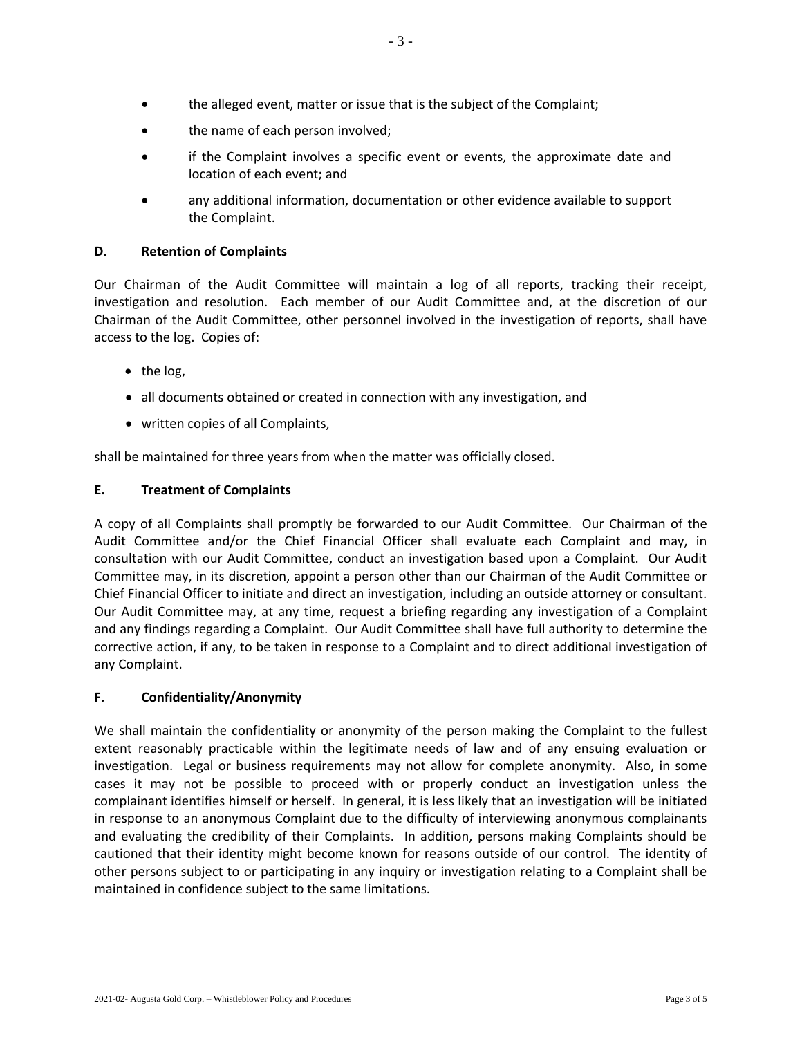- the alleged event, matter or issue that is the subject of the Complaint;
- the name of each person involved;
- if the Complaint involves a specific event or events, the approximate date and location of each event; and
- any additional information, documentation or other evidence available to support the Complaint.

### D. Retention of Complaints

Our Chairman of the Audit Committee will maintain a log of all reports, tracking their receipt, investigation and resolution. Each member of our Audit Committee and, at the discretion of our Chairman of the Audit Committee, other personnel involved in the investigation of reports, shall have access to the log. Copies of:

- the log,
- all documents obtained or created in connection with any investigation, and
- written copies of all Complaints,

shall be maintained for three years from when the matter was officially closed.

### E. Treatment of Complaints

A copy of all Complaints shall promptly be forwarded to our Audit Committee. Our Chairman of the Audit Committee and/or the Chief Financial Officer shall evaluate each Complaint and may, in consultation with our Audit Committee, conduct an investigation based upon a Complaint. Our Audit Committee may, in its discretion, appoint a person other than our Chairman of the Audit Committee or Chief Financial Officer to initiate and direct an investigation, including an outside attorney or consultant. Our Audit Committee may, at any time, request a briefing regarding any investigation of a Complaint and any findings regarding a Complaint. Our Audit Committee shall have full authority to determine the corrective action, if any, to be taken in response to a Complaint and to direct additional investigation of any Complaint.

### F. Confidentiality/Anonymity

We shall maintain the confidentiality or anonymity of the person making the Complaint to the fullest extent reasonably practicable within the legitimate needs of law and of any ensuing evaluation or investigation. Legal or business requirements may not allow for complete anonymity. Also, in some cases it may not be possible to proceed with or properly conduct an investigation unless the complainant identifies himself or herself. In general, it is less likely that an investigation will be initiated in response to an anonymous Complaint due to the difficulty of interviewing anonymous complainants and evaluating the credibility of their Complaints. In addition, persons making Complaints should be cautioned that their identity might become known for reasons outside of our control. The identity of other persons subject to or participating in any inquiry or investigation relating to a Complaint shall be maintained in confidence subject to the same limitations.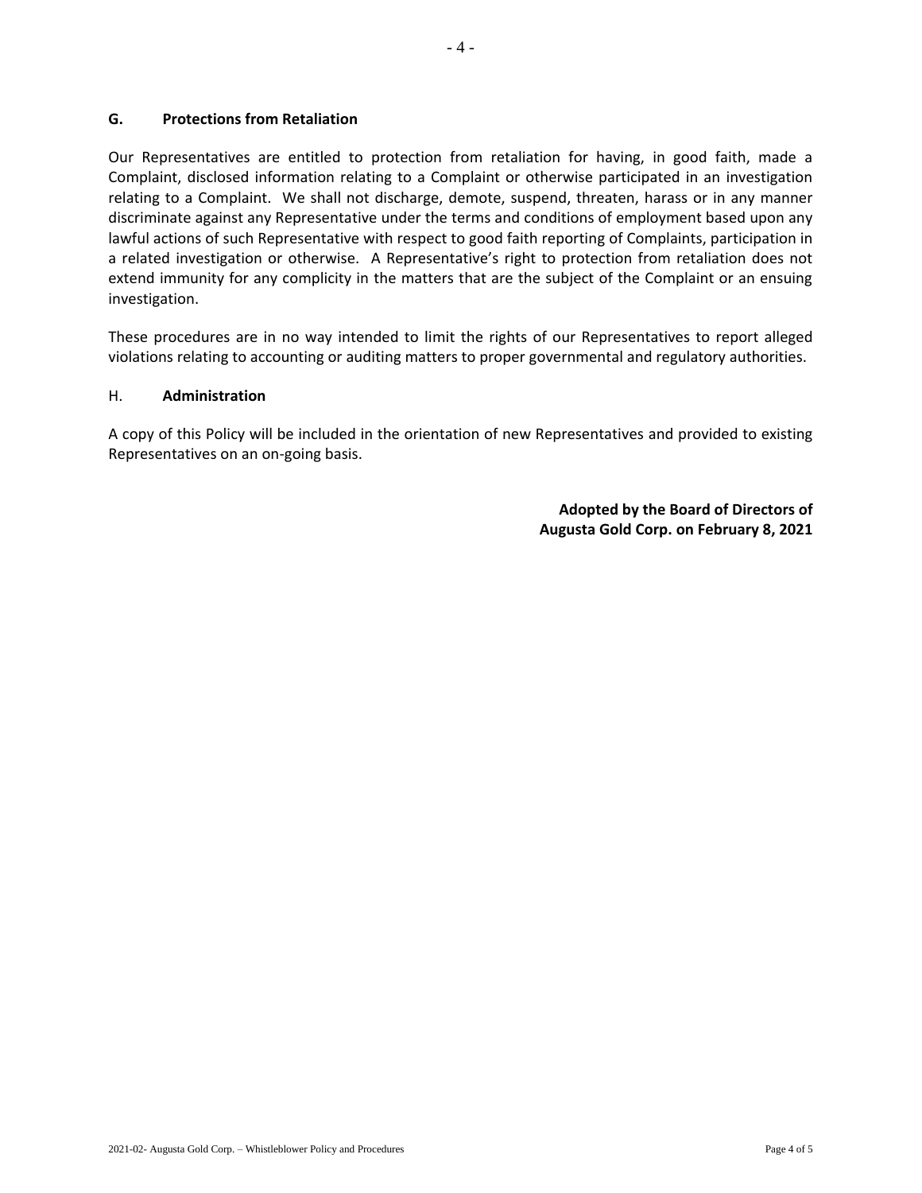### G. Protections from Retaliation

Our Representatives are entitled to protection from retaliation for having, in good faith, made a Complaint, disclosed information relating to a Complaint or otherwise participated in an investigation relating to a Complaint. We shall not discharge, demote, suspend, threaten, harass or in any manner discriminate against any Representative under the terms and conditions of employment based upon any lawful actions of such Representative with respect to good faith reporting of Complaints, participation in a related investigation or otherwise. A Representative's right to protection from retaliation does not extend immunity for any complicity in the matters that are the subject of the Complaint or an ensuing investigation.

These procedures are in no way intended to limit the rights of our Representatives to report alleged violations relating to accounting or auditing matters to proper governmental and regulatory authorities.

### H. Administration

A copy of this Policy will be included in the orientation of new Representatives and provided to existing Representatives on an on-going basis.

**Adopted by the Board of Directors of Augusta Gold Corp. on February 8, 2021**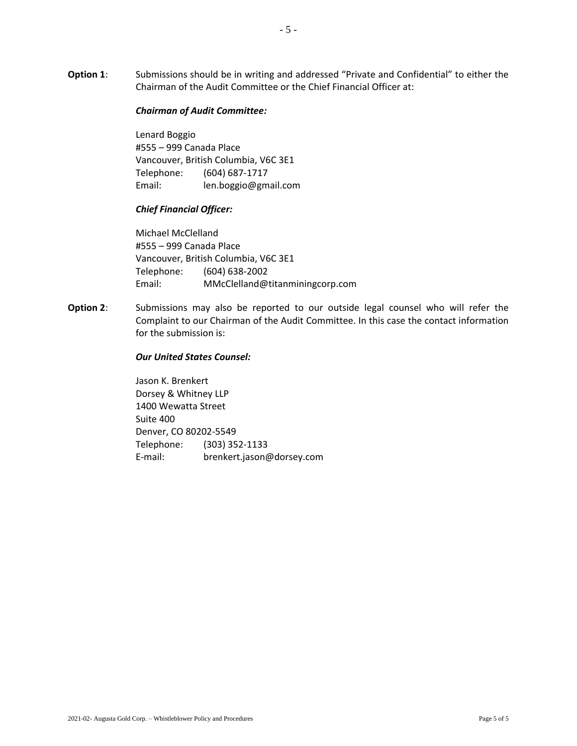**Option 1**: Submissions should be in writing and addressed "Private and Confidential" to either the Chairman of the Audit Committee or the Chief Financial Officer at:

***Chairman of Audit Committee:***

Lenard Boggio
#555 – 999 Canada Place
Vancouver, British Columbia, V6C 3E1
Telephone: (604) 687-1717
Email: len.boggio@gmail.com

***Chief Financial Officer:***

Michael McClelland
#555 – 999 Canada Place
Vancouver, British Columbia, V6C 3E1
Telephone: (604) 638-2002
Email: MMcClelland@titanminingcorp.com

**Option 2**: Submissions may also be reported to our outside legal counsel who will refer the Complaint to our Chairman of the Audit Committee. In this case the contact information for the submission is:

***Our United States Counsel:***

Jason K. Brenkert
Dorsey & Whitney LLP
1400 Wewatta Street
Suite 400
Denver, CO 80202-5549
Telephone: (303) 352-1133
E-mail: brenkert.jason@dorsey.com